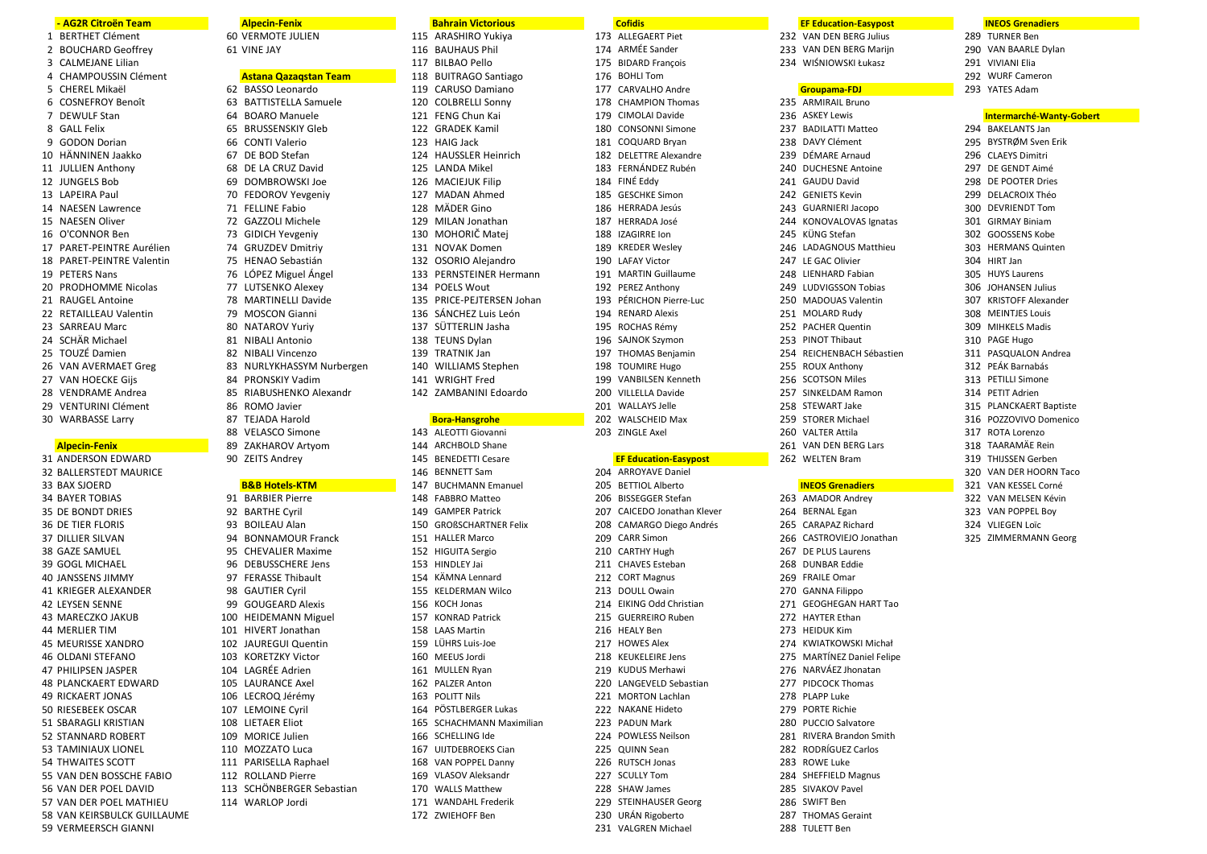## - AG2R Citroën Team

1 BERTHET Clément
2 BOUCHARD Geoffrey
3 CALMEJANE Lilian
4 CHAMPOUSSIN Clément
5 CHEREL Mikaël
6 COSNEFROY Benoît
7 DEWULF Stan
8 GALL Felix
9 GODON Dorian
10 HÄNNINEN Jaakko
11 JULLIEN Anthony
12 JUNGELS Bob
13 LAPEIRA Paul
14 NAESEN Lawrence
15 NAESEN Oliver
16 O'CONNOR Ben
17 PARET-PEINTRE Aurélien
18 PARET-PEINTRE Valentin
19 PETERS Nans
20 PRODHOMME Nicolas
21 RAUGEL Antoine
22 RETAILLEAU Valentin
23 SARREAU Marc
24 SCHÄR Michael
25 TOUZÉ Damien
26 VAN AVERMAET Greg
27 VAN HOECKE Gijs
28 VENDRAME Andrea
29 VENTURINI Clément
30 WARBASSE Larry

## Alpecin-Fenix

31 ANDERSON EDWARD
32 BALLERSTEDT MAURICE
33 BAX SJOERD
34 BAYER TOBIAS
35 DE BONDT DRIES
36 DE TIER FLORIS
37 DILLIER SILVAN
38 GAZE SAMUEL
39 GOGL MICHAEL
40 JANSSENS JIMMY
41 KRIEGER ALEXANDER
42 LEYSEN SENNE
43 MARECZKO JAKUB
44 MERLIER TIM
45 MEURISSE XANDRO
46 OLDANI STEFANO
47 PHILIPSEN JASPER
48 PLANCKAERT EDWARD
49 RICKAERT JONAS
50 RIESEBEEK OSCAR
51 SBARAGLI KRISTIAN
52 STANNARD ROBERT
53 TAMINIAUX LIONEL
54 THWAITES SCOTT
55 VAN DEN BOSSCHE FABIO
56 VAN DER POEL DAVID
57 VAN DER POEL MATHIEU
58 VAN KEIRSBULCK GUILLAUME
59 VERMEERSCH GIANNI

## Alpecin-Fenix

60 VERMOTE JULIEN
61 VINE JAY

## Astana Qazaqstan Team

62 BASSO Leonardo
63 BATTISTELLA Samuele
64 BOARO Manuele
65 BRUSSENSKIY Gleb
66 CONTI Valerio
67 DE BOD Stefan
68 DE LA CRUZ David
69 DOMBROWSKI Joe
70 FEDOROV Yevgeniy
71 FELLINE Fabio
72 GAZZOLI Michele
73 GIDICH Yevgeniy
74 GRUZDEV Dmitriy
75 HENAO Sebastián
76 LÓPEZ Miguel Ángel
77 LUTSENKO Alexey
78 MARTINELLI Davide
79 MOSCON Gianni
80 NATAROV Yuriy
81 NIBALI Antonio
82 NIBALI Vincenzo
83 NURLYKHASSYM Nurbergen
84 PRONSKIY Vadim
85 RIABUSHENKO Alexandr
86 ROMO Javier
87 TEJADA Harold
88 VELASCO Simone
89 ZAKHAROV Artyom
90 ZEITS Andrey

## B&B Hotels-KTM

91 BARBIER Pierre
92 BARTHE Cyril
93 BOILEAU Alan
94 BONNAMOUR Franck
95 CHEVALIER Maxime
96 DEBUSSCHERE Jens
97 FERASSE Thibault
98 GAUTIER Cyril
99 GOUGEARD Alexis
100 HEIDEMANN Miguel
101 HIVERT Jonathan
102 JAUREGUI Quentin
103 KORETZKY Victor
104 LAGRÉE Adrien
105 LAURANCE Axel
106 LECROQ Jérémy
107 LEMOINE Cyril
108 LIETAER Eliot
109 MORICE Julien
110 MOZZATO Luca
111 PARISELLA Raphael
112 ROLLAND Pierre
113 SCHÖNBERGER Sebastian
114 WARLOP Jordi

## Bahrain Victorious

115 ARASHIRO Yukiya
116 BAUHAUS Phil
117 BILBAO Pello
118 BUITRAGO Santiago
119 CARUSO Damiano
120 COLBRELLI Sonny
121 FENG Chun Kai
122 GRADEK Kamil
123 HAIG Jack
124 HAUSSLER Heinrich
125 LANDA Mikel
126 MACIEJUK Filip
127 MADAN Ahmed
128 MÄDER Gino
129 MILAN Jonathan
130 MOHORIČ Matej
131 NOVAK Domen
132 OSORIO Alejandro
133 PERNSTEINER Hermann
134 POELS Wout
135 PRICE-PEJTERSEN Johan
136 SÁNCHEZ Luis León
137 SÜTTERLIN Jasha
138 TEUNS Dylan
139 TRATNIK Jan
140 WILLIAMS Stephen
141 WRIGHT Fred
142 ZAMBANINI Edoardo

## Bora-Hansgrohe

143 ALEOTTI Giovanni
144 ARCHBOLD Shane
145 BENEDETTI Cesare
146 BENNETT Sam
147 BUCHMANN Emanuel
148 FABBRO Matteo
149 GAMPER Patrick
150 GROßSCHARTNER Felix
151 HALLER Marco
152 HIGUITA Sergio
153 HINDLEY Jai
154 KÄMNA Lennard
155 KELDERMAN Wilco
156 KOCH Jonas
157 KONRAD Patrick
158 LAAS Martin
159 LÜHRS Luis-Joe
160 MEEUS Jordi
161 MULLEN Ryan
162 PALZER Anton
163 POLITT Nils
164 PÖSTLBERGER Lukas
165 SCHACHMANN Maximilian
166 SCHELLING Ide
167 UIJTDEBROEKS Cian
168 VAN POPPEL Danny
169 VLASOV Aleksandr
170 WALLS Matthew
171 WANDAHL Frederik
172 ZWIEHOFF Ben

## Cofidis

173 ALLEGAERT Piet
174 ARMÉE Sander
175 BIDARD François
176 BOHLI Tom
177 CARVALHO Andre
178 CHAMPION Thomas
179 CIMOLAI Davide
180 CONSONNI Simone
181 COQUARD Bryan
182 DELETTRE Alexandre
183 FERNÁNDEZ Rubén
184 FINÉ Eddy
185 GESCHKE Simon
186 HERRADA Jesús
187 HERRADA José
188 IZAGIRRE Ion
189 KREDER Wesley
190 LAFAY Victor
191 MARTIN Guillaume
192 PEREZ Anthony
193 PÉRICHON Pierre-Luc
194 RENARD Alexis
195 ROCHAS Rémy
196 SAJNOK Szymon
197 THOMAS Benjamin
198 TOUMIRE Hugo
199 VANBILSEN Kenneth
200 VILLELLA Davide
201 WALLAYS Jelle
202 WALSCHEID Max
203 ZINGLE Axel

## EF Education-Easypost

204 ARROYAVE Daniel
205 BETTIOL Alberto
206 BISSEGGER Stefan
207 CAICEDO Jonathan Klever
208 CAMARGO Diego Andrés
209 CARR Simon
210 CARTHY Hugh
211 CHAVES Esteban
212 CORT Magnus
213 DOULL Owain
214 EIKING Odd Christian
215 GUERREIRO Ruben
216 HEALY Ben
217 HOWES Alex
218 KEUKELEIRE Jens
219 KUDUS Merhawi
220 LANGEVELD Sebastian
221 MORTON Lachlan
222 NAKANE Hideto
223 PADUN Mark
224 POWLESS Neilson
225 QUINN Sean
226 RUTSCH Jonas
227 SCULLY Tom
228 SHAW James
229 STEINHAUSER Georg
230 URÁN Rigoberto
231 VALGREN Michael

## EF Education-Easypost

232 VAN DEN BERG Julius
233 VAN DEN BERG Marijn
234 WIŚNIOWSKI Łukasz

## Groupama-FDJ

235 ARMIRAIL Bruno
236 ASKEY Lewis
237 BADILATTI Matteo
238 DAVY Clément
239 DÉMARE Arnaud
240 DUCHESNE Antoine
241 GAUDU David
242 GENIETS Kevin
243 GUARNIERI Jacopo
244 KONOVALOVAS Ignatas
245 KÜNG Stefan
246 LADAGNOUS Matthieu
247 LE GAC Olivier
248 LIENHARD Fabian
249 LUDVIGSSON Tobias
250 MADOUAS Valentin
251 MOLARD Rudy
252 PACHER Quentin
253 PINOT Thibaut
254 REICHENBACH Sébastien
255 ROUX Anthony
256 SCOTSON Miles
257 SINKELDAM Ramon
258 STEWART Jake
259 STORER Michael
260 VALTER Attila
261 VAN DEN BERG Lars
262 WELTEN Bram

## INEOS Grenadiers

263 AMADOR Andrey
264 BERNAL Egan
265 CARAPAZ Richard
266 CASTROVIEJO Jonathan
267 DE PLUS Laurens
268 DUNBAR Eddie
269 FRAILE Omar
270 GANNA Filippo
271 GEOGHEGAN HART Tao
272 HAYTER Ethan
273 HEIDUK Kim
274 KWIATKOWSKI Michał
275 MARTÍNEZ Daniel Felipe
276 NARVÁEZ Jhonatan
277 PIDCOCK Thomas
278 PLAPP Luke
279 PORTE Richie
280 PUCCIO Salvatore
281 RIVERA Brandon Smith
282 RODRÍGUEZ Carlos
283 ROWE Luke
284 SHEFFIELD Magnus
285 SIVAKOV Pavel
286 SWIFT Ben
287 THOMAS Geraint
288 TULETT Ben

## INEOS Grenadiers

289 TURNER Ben
290 VAN BAARLE Dylan
291 VIVIANI Elia
292 WURF Cameron
293 YATES Adam

## Intermarché-Wanty-Gobert

294 BAKELANTS Jan
295 BYSTRØM Sven Erik
296 CLAEYS Dimitri
297 DE GENDT Aimé
298 DE POOTER Dries
299 DELACROIX Théo
300 DEVRIENDT Tom
301 GIRMAY Biniam
302 GOOSSENS Kobe
303 HERMANS Quinten
304 HIRT Jan
305 HUYS Laurens
306 JOHANSEN Julius
307 KRISTOFF Alexander
308 MEINTJES Louis
309 MIHKELS Madis
310 PAGE Hugo
311 PASQUALON Andrea
312 PEÁK Barnabás
313 PETILLI Simone
314 PETIT Adrien
315 PLANCKAERT Baptiste
316 POZZOVIVO Domenico
317 ROTA Lorenzo
318 TAARAMÄE Rein
319 THIJSSEN Gerben
320 VAN DER HOORN Taco
321 VAN KESSEL Corné
322 VAN MELSEN Kévin
323 VAN POPPEL Boy
324 VLIEGEN Loïc
325 ZIMMERMANN Georg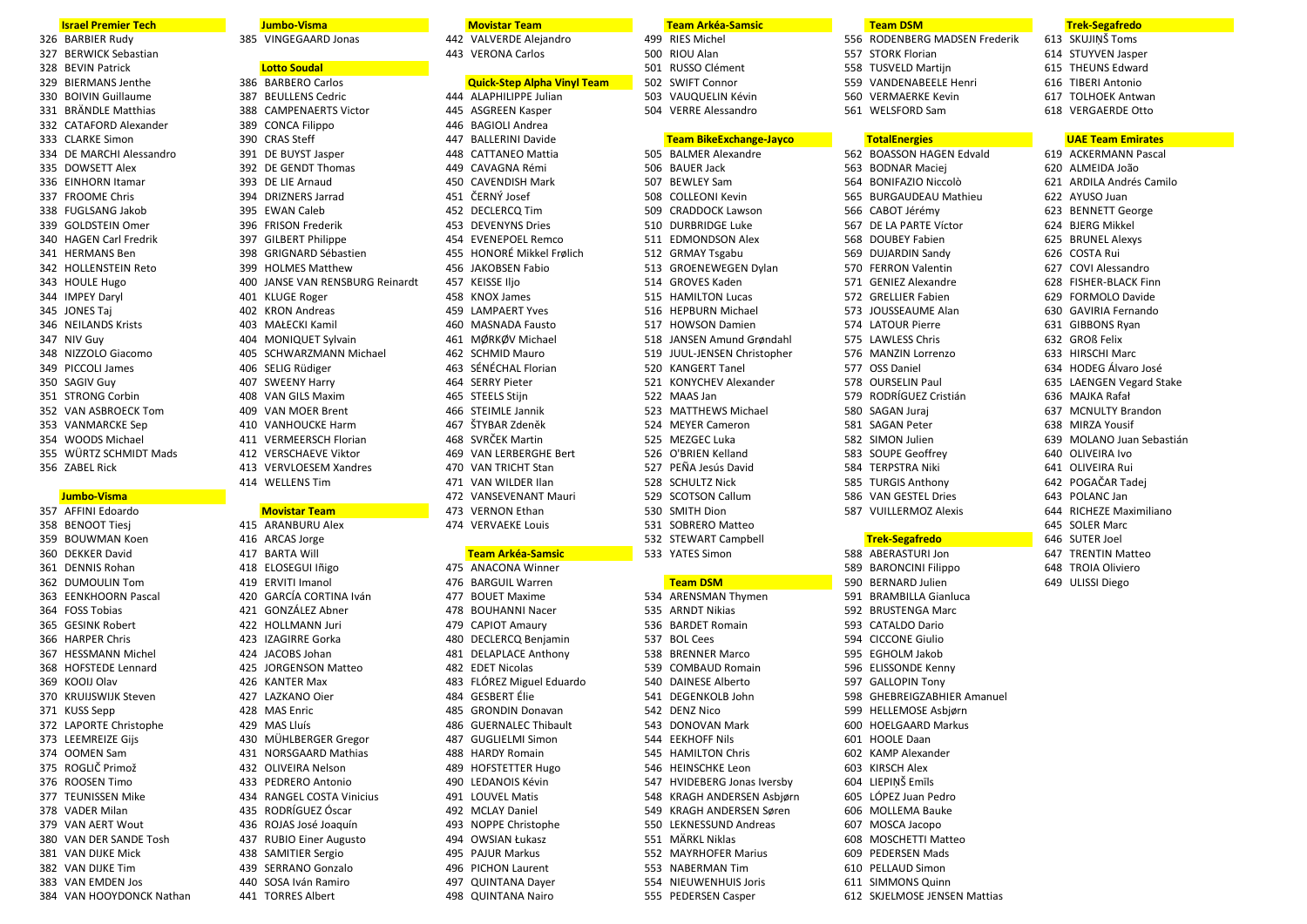**Israel Premier Tech**

326 BARBIER Rudy
327 BERWICK Sebastian
328 BEVIN Patrick
329 BIERMANS Jenthe
330 BOIVIN Guillaume
331 BRÄNDLE Matthias
332 CATAFORD Alexander
333 CLARKE Simon
334 DE MARCHI Alessandro
335 DOWSETT Alex
336 EINHORN Itamar
337 FROOME Chris
338 FUGLSANG Jakob
339 GOLDSTEIN Omer
340 HAGEN Carl Fredrik
341 HERMANS Ben
342 HOLLENSTEIN Reto
343 HOULE Hugo
344 IMPEY Daryl
345 JONES Taj
346 NEILANDS Krists
347 NIV Guy
348 NIZZOLO Giacomo
349 PICCOLI James
350 SAGIV Guy
351 STRONG Corbin
352 VAN ASBROECK Tom
353 VANMARCKE Sep
354 WOODS Michael
355 WÜRTZ SCHMIDT Mads
356 ZABEL Rick

**Jumbo-Visma**

357 AFFINI Edoardo
358 BENOOT Tiesj
359 BOUWMAN Koen
360 DEKKER David
361 DENNIS Rohan
362 DUMOULIN Tom
363 EENKHOORN Pascal
364 FOSS Tobias
365 GESINK Robert
366 HARPER Chris
367 HESSMANN Michel
368 HOFSTEDE Lennard
369 KOOIJ Olav
370 KRUIJSWIJK Steven
371 KUSS Sepp
372 LAPORTE Christophe
373 LEEMREIZE Gijs
374 OOMEN Sam
375 ROGLIČ Primož
376 ROOSEN Timo
377 TEUNISSEN Mike
378 VADER Milan
379 VAN AERT Wout
380 VAN DER SANDE Tosh
381 VAN DIJKE Mick
382 VAN DIJKE Tim
383 VAN EMDEN Jos
384 VAN HOOYDONCK Nathan

**Jumbo-Visma**

385 VINGEGAARD Jonas

**Lotto Soudal**

386 BARBERO Carlos
387 BEULLENS Cedric
388 CAMPENAERTS Victor
389 CONCA Filippo
390 CRAS Steff
391 DE BUYST Jasper
392 DE GENDT Thomas
393 DE LIE Arnaud
394 DRIZNERS Jarrad
395 EWAN Caleb
396 FRISON Frederik
397 GILBERT Philippe
398 GRIGNARD Sébastien
399 HOLMES Matthew
400 JANSE VAN RENSBURG Reinardt
401 KLUGE Roger
402 KRON Andreas
403 MAŁECKI Kamil
404 MONIQUET Sylvain
405 SCHWARZMANN Michael
406 SELIG Rüdiger
407 SWEENY Harry
408 VAN GILS Maxim
409 VAN MOER Brent
410 VANHOUCKE Harm
411 VERMEERSCH Florian
412 VERSCHAEVE Viktor
413 VERVLOESEM Xandres
414 WELLENS Tim

**Movistar Team**

415 ARANBURU Alex
416 ARCAS Jorge
417 BARTA Will
418 ELOSEGUI Iñigo
419 ERVITI Imanol
420 GARCÍA CORTINA Iván
421 GONZÁLEZ Abner
422 HOLLMANN Juri
423 IZAGIRRE Gorka
424 JACOBS Johan
425 JORGENSON Matteo
426 KANTER Max
427 LAZKANO Oier
428 MAS Enric
429 MAS Lluís
430 MÜHLBERGER Gregor
431 NORSGAARD Mathias
432 OLIVEIRA Nelson
433 PEDRERO Antonio
434 RANGEL COSTA Vinicius
435 RODRÍGUEZ Óscar
436 ROJAS José Joaquín
437 RUBIO Einer Augusto
438 SAMITIER Sergio
439 SERRANO Gonzalo
440 SOSA Iván Ramiro
441 TORRES Albert

**Movistar Team**

442 VALVERDE Alejandro
443 VERONA Carlos

**Quick-Step Alpha Vinyl Team**

444 ALAPHILIPPE Julian
445 ASGREEN Kasper
446 BAGIOLI Andrea
447 BALLERINI Davide
448 CATTANEO Mattia
449 CAVAGNA Rémi
450 CAVENDISH Mark
451 ČERNÝ Josef
452 DECLERCQ Tim
453 DEVENYNS Dries
454 EVENEPOEL Remco
455 HONORÉ Mikkel Frølich
456 JAKOBSEN Fabio
457 KEISSE Iljo
458 KNOX James
459 LAMPAERT Yves
460 MASNADA Fausto
461 MØRKØV Michael
462 SCHMID Mauro
463 SÉNÉCHAL Florian
464 SERRY Pieter
465 STEELS Stijn
466 STEIMLE Jannik
467 ŠTYBAR Zdeněk
468 SVRČEK Martin
469 VAN LERBERGHE Bert
470 VAN TRICHT Stan
471 VAN WILDER Ilan
472 VANSEVENANT Mauri
473 VERNON Ethan
474 VERVAEKE Louis

**Team Arkéa-Samsic**

475 ANACONA Winner
476 BARGUIL Warren
477 BOUET Maxime
478 BOUHANNI Nacer
479 CAPIOT Amaury
480 DECLERCQ Benjamin
481 DELAPLACE Anthony
482 EDET Nicolas
483 FLÓREZ Miguel Eduardo
484 GESBERT Élie
485 GRONDIN Donavan
486 GUERNALEC Thibault
487 GUGLIELMI Simon
488 HARDY Romain
489 HOFSTETTER Hugo
490 LEDANOIS Kévin
491 LOUVEL Matis
492 MCLAY Daniel
493 NOPPE Christophe
494 OWSIAN Łukasz
495 PAJUR Markus
496 PICHON Laurent
497 QUINTANA Dayer
498 QUINTANA Nairo

**Team Arkéa-Samsic**

499 RIES Michel
500 RIOU Alan
501 RUSSO Clément
502 SWIFT Connor
503 VAUQUELIN Kévin
504 VERRE Alessandro

**Team BikeExchange-Jayco**

505 BALMER Alexandre
506 BAUER Jack
507 BEWLEY Sam
508 COLLEONI Kevin
509 CRADDOCK Lawson
510 DURBRIDGE Luke
511 EDMONDSON Alex
512 GRMAY Tsgabu
513 GROENEWEGEN Dylan
514 GROVES Kaden
515 HAMILTON Lucas
516 HEPBURN Michael
517 HOWSON Damien
518 JANSEN Amund Grøndahl
519 JUUL-JENSEN Christopher
520 KANGERT Tanel
521 KONYCHEV Alexander
522 MAAS Jan
523 MATTHEWS Michael
524 MEYER Cameron
525 MEZGEC Luka
526 O'BRIEN Kelland
527 PEÑA Jesús David
528 SCHULTZ Nick
529 SCOTSON Callum
530 SMITH Dion
531 SOBRERO Matteo
532 STEWART Campbell
533 YATES Simon

**Team DSM**

534 ARENSMAN Thymen
535 ARNDT Nikias
536 BARDET Romain
537 BOL Cees
538 BRENNER Marco
539 COMBAUD Romain
540 DAINESE Alberto
541 DEGENKOLB John
542 DENZ Nico
543 DONOVAN Mark
544 EEKHOFF Nils
545 HAMILTON Chris
546 HEINSCHKE Leon
547 HVIDEBERG Jonas Iversby
548 KRAGH ANDERSEN Asbjørn
549 KRAGH ANDERSEN Søren
550 LEKNESSUND Andreas
551 MÄRKL Niklas
552 MAYRHOFER Marius
553 NABERMAN Tim
554 NIEUWENHUIS Joris
555 PEDERSEN Casper

**Team DSM**

556 RODENBERG MADSEN Frederik
557 STORK Florian
558 TUSVELD Martijn
559 VANDENABEELE Henri
560 VERMAERKE Kevin
561 WELSFORD Sam

**TotalEnergies**

562 BOASSON HAGEN Edvald
563 BODNAR Maciej
564 BONIFAZIO Niccolò
565 BURGAUDEAU Mathieu
566 CABOT Jérémy
567 DE LA PARTE Víctor
568 DOUBEY Fabien
569 DUJARDIN Sandy
570 FERRON Valentin
571 GENIEZ Alexandre
572 GRELLIER Fabien
573 JOUSSEAUME Alan
574 LATOUR Pierre
575 LAWLESS Chris
576 MANZIN Lorrenzo
577 OSS Daniel
578 OURSELIN Paul
579 RODRÍGUEZ Cristián
580 SAGAN Juraj
581 SAGAN Peter
582 SIMON Julien
583 SOUPE Geoffrey
584 TERPSTRA Niki
585 TURGIS Anthony
586 VAN GESTEL Dries
587 VUILLERMOZ Alexis

**Trek-Segafredo**

588 ABERASTURI Jon
589 BARONCINI Filippo
590 BERNARD Julien
591 BRAMBILLA Gianluca
592 BRUSTENGA Marc
593 CATALDO Dario
594 CICCONE Giulio
595 EGHOLM Jakob
596 ELISSONDE Kenny
597 GALLOPIN Tony
598 GHEBREIGZABHIER Amanuel
599 HELLEMOSE Asbjørn
600 HOELGAARD Markus
601 HOOLE Daan
602 KAMP Alexander
603 KIRSCH Alex
604 LIEPIŅŠ Emīls
605 LÓPEZ Juan Pedro
606 MOLLEMA Bauke
607 MOSCA Jacopo
608 MOSCHETTI Matteo
609 PEDERSEN Mads
610 PELLAUD Simon
611 SIMMONS Quinn
612 SKJELMOSE JENSEN Mattias

**Trek-Segafredo**

613 SKUJIŅŠ Toms
614 STUYVEN Jasper
615 THEUNS Edward
616 TIBERI Antonio
617 TOLHOEK Antwan
618 VERGAERDE Otto

**UAE Team Emirates**

619 ACKERMANN Pascal
620 ALMEIDA João
621 ARDILA Andrés Camilo
622 AYUSO Juan
623 BENNETT George
624 BJERG Mikkel
625 BRUNEL Alexys
626 COSTA Rui
627 COVI Alessandro
628 FISHER-BLACK Finn
629 FORMOLO Davide
630 GAVIRIA Fernando
631 GIBBONS Ryan
632 GROß Felix
633 HIRSCHI Marc
634 HODEG Álvaro José
635 LAENGEN Vegard Stake
636 MAJKA Rafał
637 MCNULTY Brandon
638 MIRZA Yousif
639 MOLANO Juan Sebastián
640 OLIVEIRA Ivo
641 OLIVEIRA Rui
642 POGAČAR Tadej
643 POLANC Jan
644 RICHEZE Maximiliano
645 SOLER Marc
646 SUTER Joel
647 TRENTIN Matteo
648 TROIA Oliviero
649 ULISSI Diego